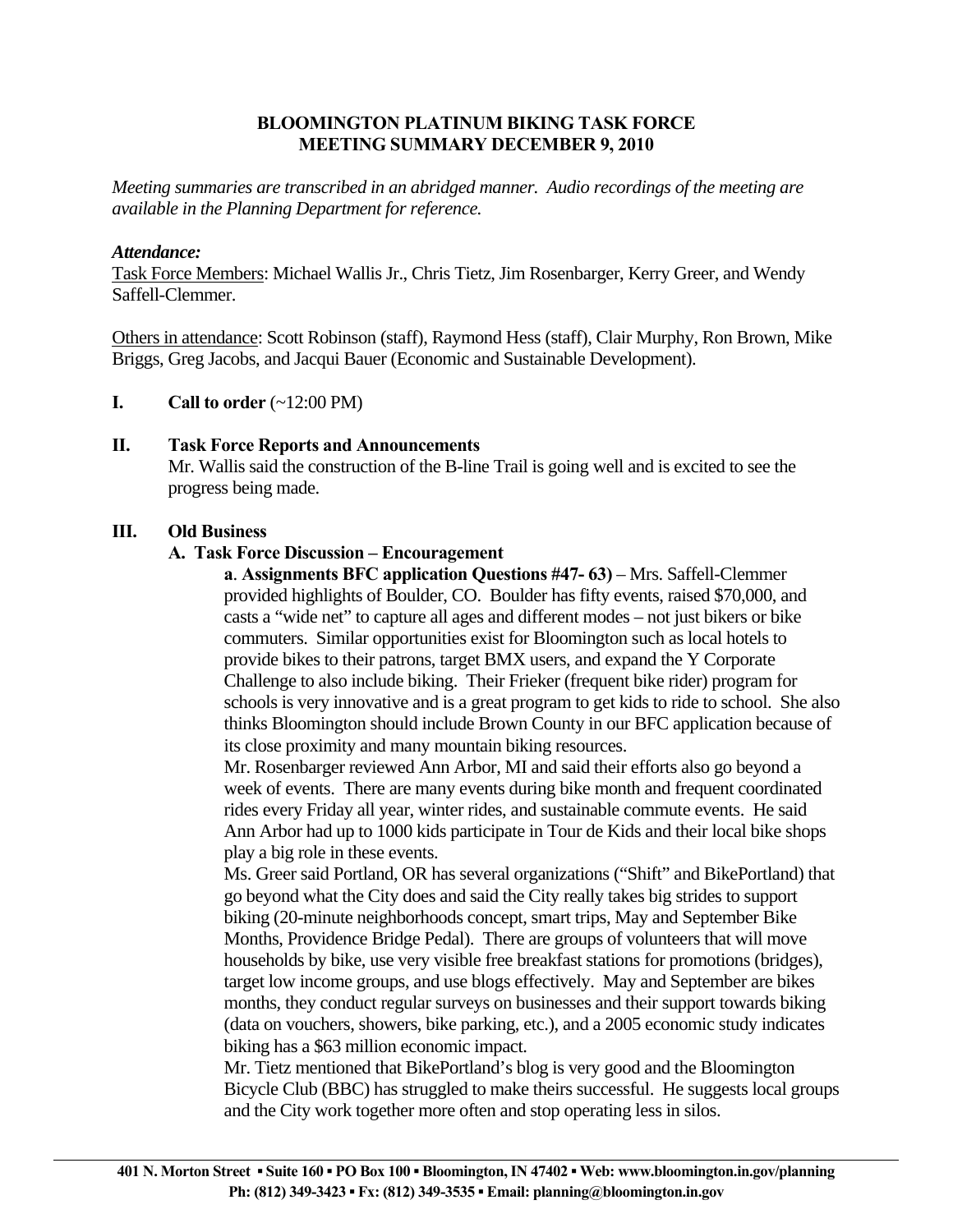# BLOOMINGTON PLATINUM BIKING TASK FORCE
# MEETING SUMMARY DECEMBER 9, 2010

*Meeting summaries are transcribed in an abridged manner. Audio recordings of the meeting are available in the Planning Department for reference.*

***Attendance:***

Task Force Members: Michael Wallis Jr., Chris Tietz, Jim Rosenbarger, Kerry Greer, and Wendy Saffell-Clemmer.

Others in attendance: Scott Robinson (staff), Raymond Hess (staff), Clair Murphy, Ron Brown, Mike Briggs, Greg Jacobs, and Jacqui Bauer (Economic and Sustainable Development).

**I. Call to order** (~12:00 PM)

**II. Task Force Reports and Announcements**

Mr. Wallis said the construction of the B-line Trail is going well and is excited to see the progress being made.

**III. Old Business**

**A. Task Force Discussion – Encouragement**

**a**. **Assignments BFC application Questions #47- 63)** – Mrs. Saffell-Clemmer provided highlights of Boulder, CO. Boulder has fifty events, raised $70,000, and casts a "wide net" to capture all ages and different modes – not just bikers or bike commuters. Similar opportunities exist for Bloomington such as local hotels to provide bikes to their patrons, target BMX users, and expand the Y Corporate Challenge to also include biking. Their Frieker (frequent bike rider) program for schools is very innovative and is a great program to get kids to ride to school. She also thinks Bloomington should include Brown County in our BFC application because of its close proximity and many mountain biking resources.

Mr. Rosenbarger reviewed Ann Arbor, MI and said their efforts also go beyond a week of events. There are many events during bike month and frequent coordinated rides every Friday all year, winter rides, and sustainable commute events. He said Ann Arbor had up to 1000 kids participate in Tour de Kids and their local bike shops play a big role in these events.

Ms. Greer said Portland, OR has several organizations ("Shift" and BikePortland) that go beyond what the City does and said the City really takes big strides to support biking (20-minute neighborhoods concept, smart trips, May and September Bike Months, Providence Bridge Pedal). There are groups of volunteers that will move households by bike, use very visible free breakfast stations for promotions (bridges), target low income groups, and use blogs effectively. May and September are bikes months, they conduct regular surveys on businesses and their support towards biking (data on vouchers, showers, bike parking, etc.), and a 2005 economic study indicates biking has a $63 million economic impact.

Mr. Tietz mentioned that BikePortland's blog is very good and the Bloomington Bicycle Club (BBC) has struggled to make theirs successful. He suggests local groups and the City work together more often and stop operating less in silos.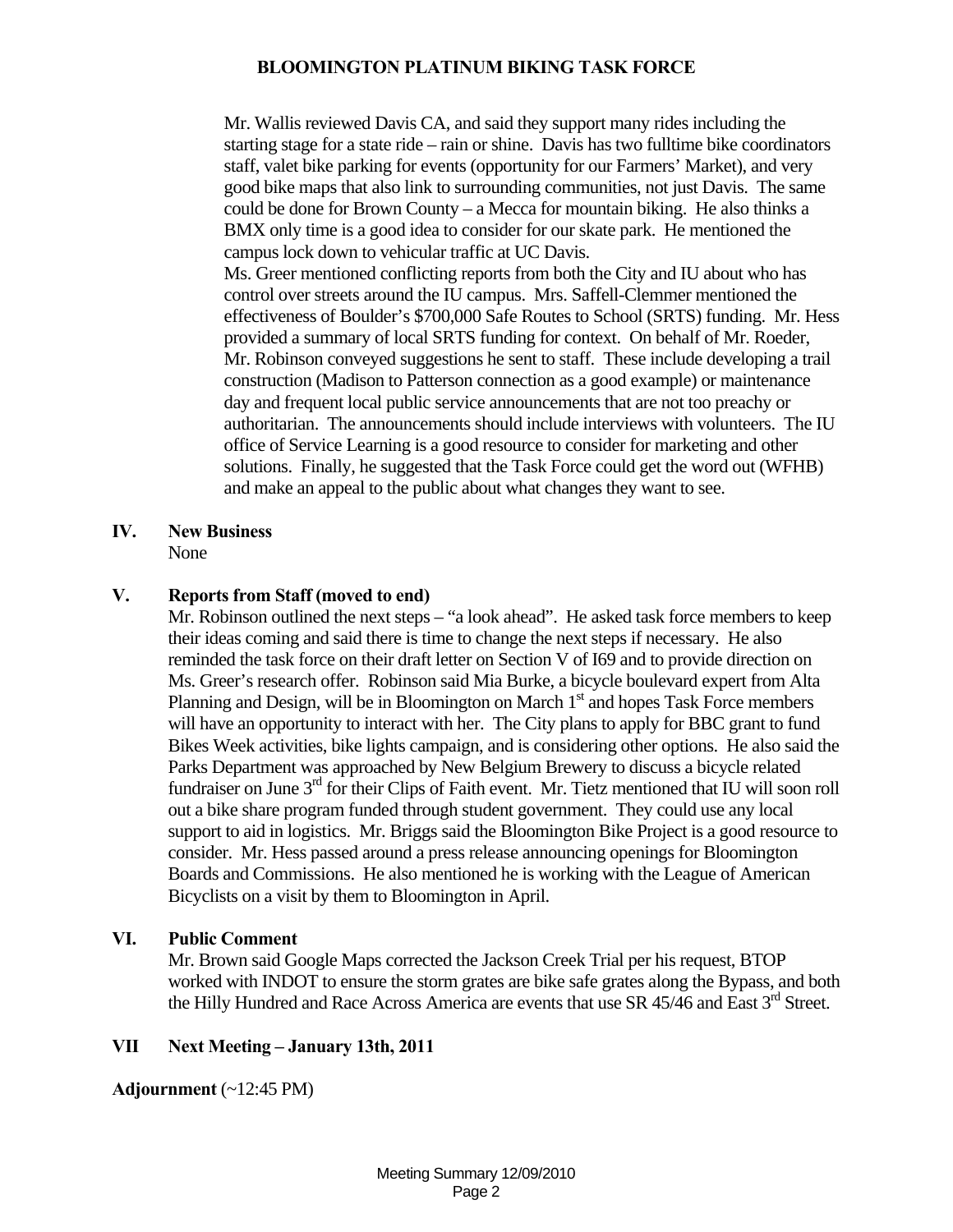Mr. Wallis reviewed Davis CA, and said they support many rides including the starting stage for a state ride – rain or shine. Davis has two fulltime bike coordinators staff, valet bike parking for events (opportunity for our Farmers' Market), and very good bike maps that also link to surrounding communities, not just Davis. The same could be done for Brown County – a Mecca for mountain biking. He also thinks a BMX only time is a good idea to consider for our skate park. He mentioned the campus lock down to vehicular traffic at UC Davis.

Ms. Greer mentioned conflicting reports from both the City and IU about who has control over streets around the IU campus. Mrs. Saffell-Clemmer mentioned the effectiveness of Boulder's $700,000 Safe Routes to School (SRTS) funding. Mr. Hess provided a summary of local SRTS funding for context. On behalf of Mr. Roeder, Mr. Robinson conveyed suggestions he sent to staff. These include developing a trail construction (Madison to Patterson connection as a good example) or maintenance day and frequent local public service announcements that are not too preachy or authoritarian. The announcements should include interviews with volunteers. The IU office of Service Learning is a good resource to consider for marketing and other solutions. Finally, he suggested that the Task Force could get the word out (WFHB) and make an appeal to the public about what changes they want to see.

## IV. New Business

None

## V. Reports from Staff (moved to end)

Mr. Robinson outlined the next steps – "a look ahead". He asked task force members to keep their ideas coming and said there is time to change the next steps if necessary. He also reminded the task force on their draft letter on Section V of I69 and to provide direction on Ms. Greer's research offer. Robinson said Mia Burke, a bicycle boulevard expert from Alta Planning and Design, will be in Bloomington on March 1st and hopes Task Force members will have an opportunity to interact with her. The City plans to apply for BBC grant to fund Bikes Week activities, bike lights campaign, and is considering other options. He also said the Parks Department was approached by New Belgium Brewery to discuss a bicycle related fundraiser on June 3rd for their Clips of Faith event. Mr. Tietz mentioned that IU will soon roll out a bike share program funded through student government. They could use any local support to aid in logistics. Mr. Briggs said the Bloomington Bike Project is a good resource to consider. Mr. Hess passed around a press release announcing openings for Bloomington Boards and Commissions. He also mentioned he is working with the League of American Bicyclists on a visit by them to Bloomington in April.

## VI. Public Comment

Mr. Brown said Google Maps corrected the Jackson Creek Trial per his request, BTOP worked with INDOT to ensure the storm grates are bike safe grates along the Bypass, and both the Hilly Hundred and Race Across America are events that use SR 45/46 and East 3rd Street.

## VII Next Meeting – January 13th, 2011

**Adjournment** (~12:45 PM)